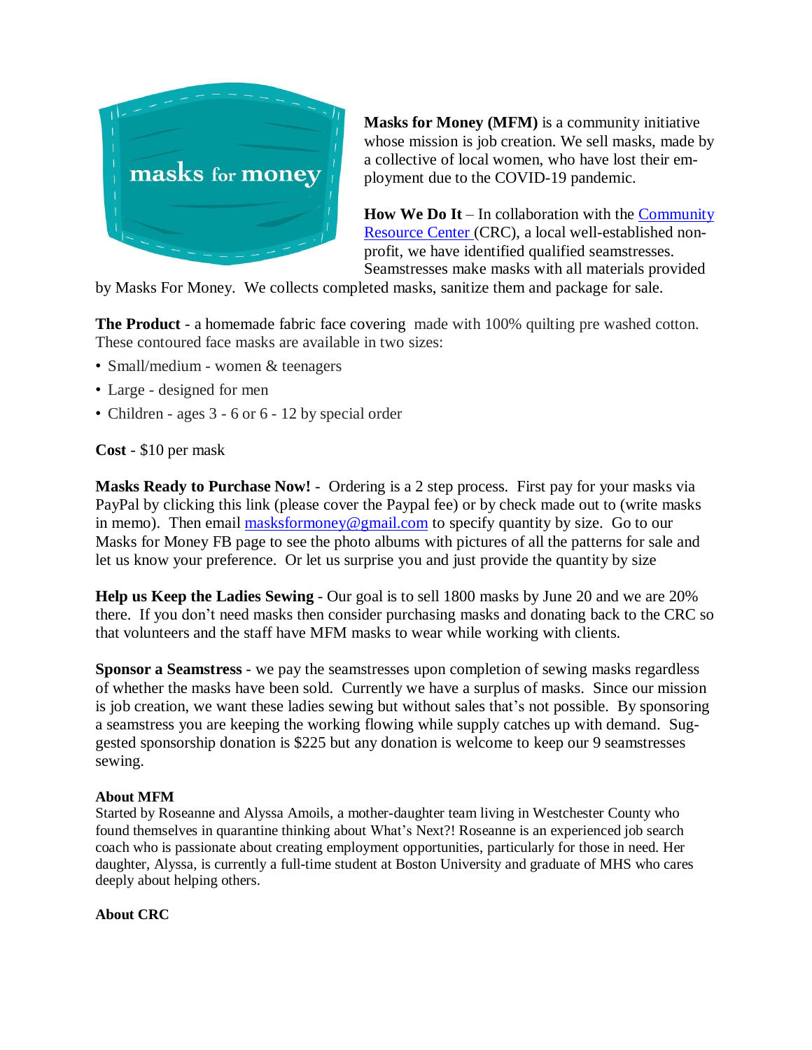masks for money

**Masks for Money (MFM)** is a community initiative whose mission is job creation. We sell masks, made by a collective of local women, who have lost their employment due to the COVID-19 pandemic.

**How We Do It** – In collaboration with the [Community Resource Center](#) (CRC), a local well-established non-profit, we have identified qualified seamstresses. Seamstresses make masks with all materials provided by Masks For Money. We collects completed masks, sanitize them and package for sale.

**The Product** - a homemade fabric face covering made with 100% quilting pre washed cotton. These contoured face masks are available in two sizes:

- Small/medium - women & teenagers
- Large - designed for men
- Children - ages 3 - 6 or 6 - 12 by special order

**Cost** - $10 per mask

**Masks Ready to Purchase Now!** - Ordering is a 2 step process. First pay for your masks via PayPal by clicking this link (please cover the Paypal fee) or by check made out to (write masks in memo). Then email [masksformoney@gmail.com](mailto:masksformoney@gmail.com) to specify quantity by size. Go to our Masks for Money FB page to see the photo albums with pictures of all the patterns for sale and let us know your preference. Or let us surprise you and just provide the quantity by size

**Help us Keep the Ladies Sewing** - Our goal is to sell 1800 masks by June 20 and we are 20% there. If you don't need masks then consider purchasing masks and donating back to the CRC so that volunteers and the staff have MFM masks to wear while working with clients.

**Sponsor a Seamstress** - we pay the seamstresses upon completion of sewing masks regardless of whether the masks have been sold. Currently we have a surplus of masks. Since our mission is job creation, we want these ladies sewing but without sales that's not possible. By sponsoring a seamstress you are keeping the working flowing while supply catches up with demand. Suggested sponsorship donation is $225 but any donation is welcome to keep our 9 seamstresses sewing.

**About MFM**

Started by Roseanne and Alyssa Amoils, a mother-daughter team living in Westchester County who found themselves in quarantine thinking about What's Next?! Roseanne is an experienced job search coach who is passionate about creating employment opportunities, particularly for those in need. Her daughter, Alyssa, is currently a full-time student at Boston University and graduate of MHS who cares deeply about helping others.

**About CRC**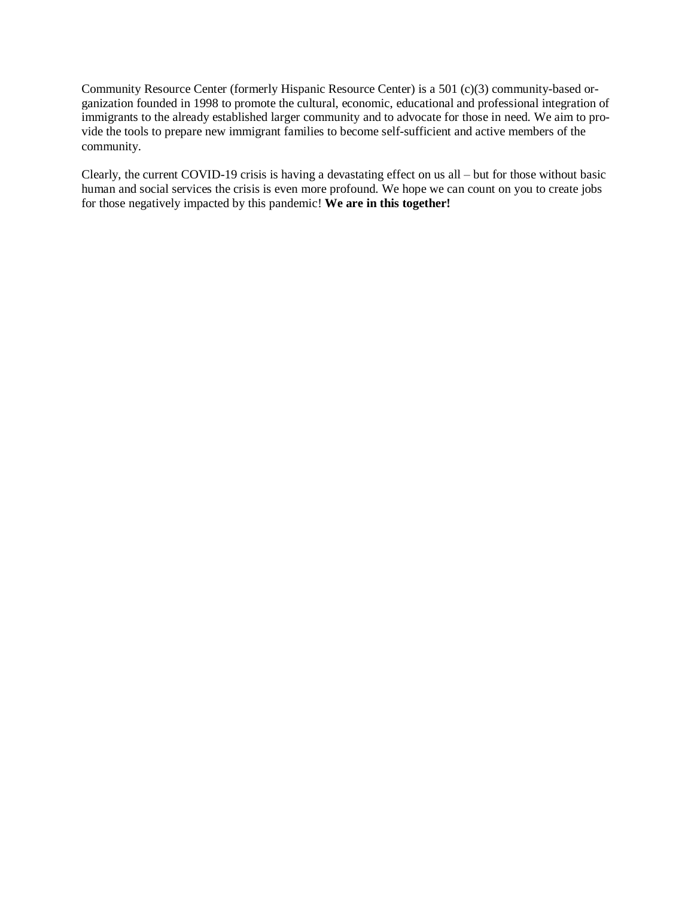Community Resource Center (formerly Hispanic Resource Center) is a 501 (c)(3) community-based organization founded in 1998 to promote the cultural, economic, educational and professional integration of immigrants to the already established larger community and to advocate for those in need. We aim to provide the tools to prepare new immigrant families to become self-sufficient and active members of the community.

Clearly, the current COVID-19 crisis is having a devastating effect on us all – but for those without basic human and social services the crisis is even more profound. We hope we can count on you to create jobs for those negatively impacted by this pandemic! **We are in this together!**